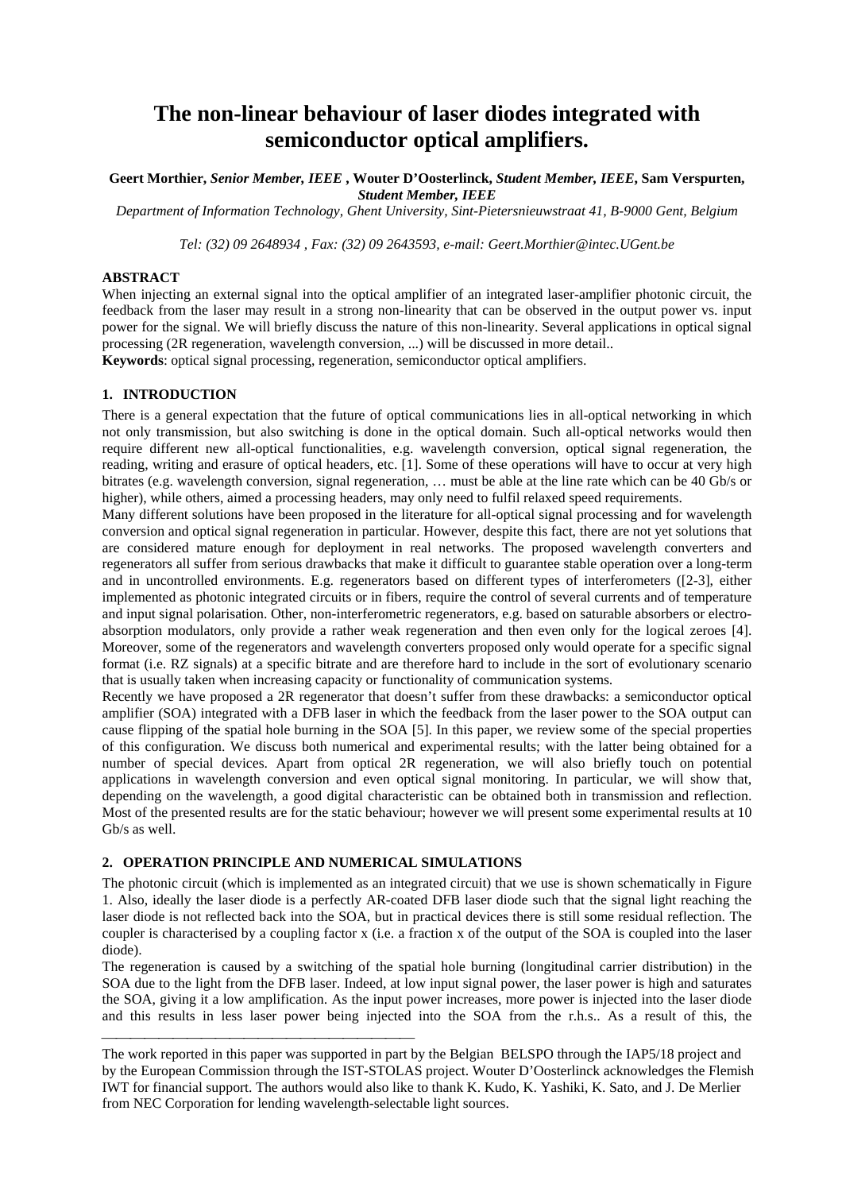# The non-linear behaviour of laser diodes integrated with semiconductor optical amplifiers.

**Geert Morthier,** ***Senior Member, IEEE*** **, Wouter D'Oosterlinck,** ***Student Member, IEEE*****, Sam Verspurten,** ***Student Member, IEEE***

*Department of Information Technology, Ghent University, Sint-Pietersnieuwstraat 41, B-9000 Gent, Belgium*

*Tel: (32) 09 2648934 , Fax: (32) 09 2643593, e-mail: Geert.Morthier@intec.UGent.be*

## ABSTRACT

When injecting an external signal into the optical amplifier of an integrated laser-amplifier photonic circuit, the feedback from the laser may result in a strong non-linearity that can be observed in the output power vs. input power for the signal. We will briefly discuss the nature of this non-linearity. Several applications in optical signal processing (2R regeneration, wavelength conversion, ...) will be discussed in more detail..

**Keywords**: optical signal processing, regeneration, semiconductor optical amplifiers.

## 1. INTRODUCTION

There is a general expectation that the future of optical communications lies in all-optical networking in which not only transmission, but also switching is done in the optical domain. Such all-optical networks would then require different new all-optical functionalities, e.g. wavelength conversion, optical signal regeneration, the reading, writing and erasure of optical headers, etc. [1]. Some of these operations will have to occur at very high bitrates (e.g. wavelength conversion, signal regeneration, … must be able at the line rate which can be 40 Gb/s or higher), while others, aimed a processing headers, may only need to fulfil relaxed speed requirements.

Many different solutions have been proposed in the literature for all-optical signal processing and for wavelength conversion and optical signal regeneration in particular. However, despite this fact, there are not yet solutions that are considered mature enough for deployment in real networks. The proposed wavelength converters and regenerators all suffer from serious drawbacks that make it difficult to guarantee stable operation over a long-term and in uncontrolled environments. E.g. regenerators based on different types of interferometers ([2-3], either implemented as photonic integrated circuits or in fibers, require the control of several currents and of temperature and input signal polarisation. Other, non-interferometric regenerators, e.g. based on saturable absorbers or electro-absorption modulators, only provide a rather weak regeneration and then even only for the logical zeroes [4]. Moreover, some of the regenerators and wavelength converters proposed only would operate for a specific signal format (i.e. RZ signals) at a specific bitrate and are therefore hard to include in the sort of evolutionary scenario that is usually taken when increasing capacity or functionality of communication systems.

Recently we have proposed a 2R regenerator that doesn't suffer from these drawbacks: a semiconductor optical amplifier (SOA) integrated with a DFB laser in which the feedback from the laser power to the SOA output can cause flipping of the spatial hole burning in the SOA [5]. In this paper, we review some of the special properties of this configuration. We discuss both numerical and experimental results; with the latter being obtained for a number of special devices. Apart from optical 2R regeneration, we will also briefly touch on potential applications in wavelength conversion and even optical signal monitoring. In particular, we will show that, depending on the wavelength, a good digital characteristic can be obtained both in transmission and reflection. Most of the presented results are for the static behaviour; however we will present some experimental results at 10 Gb/s as well.

## 2. OPERATION PRINCIPLE AND NUMERICAL SIMULATIONS

The photonic circuit (which is implemented as an integrated circuit) that we use is shown schematically in Figure 1. Also, ideally the laser diode is a perfectly AR-coated DFB laser diode such that the signal light reaching the laser diode is not reflected back into the SOA, but in practical devices there is still some residual reflection. The coupler is characterised by a coupling factor x (i.e. a fraction x of the output of the SOA is coupled into the laser diode).

The regeneration is caused by a switching of the spatial hole burning (longitudinal carrier distribution) in the SOA due to the light from the DFB laser. Indeed, at low input signal power, the laser power is high and saturates the SOA, giving it a low amplification. As the input power increases, more power is injected into the laser diode and this results in less laser power being injected into the SOA from the r.h.s.. As a result of this, the

---

The work reported in this paper was supported in part by the Belgian BELSPO through the IAP5/18 project and by the European Commission through the IST-STOLAS project. Wouter D'Oosterlinck acknowledges the Flemish IWT for financial support. The authors would also like to thank K. Kudo, K. Yashiki, K. Sato, and J. De Merlier from NEC Corporation for lending wavelength-selectable light sources.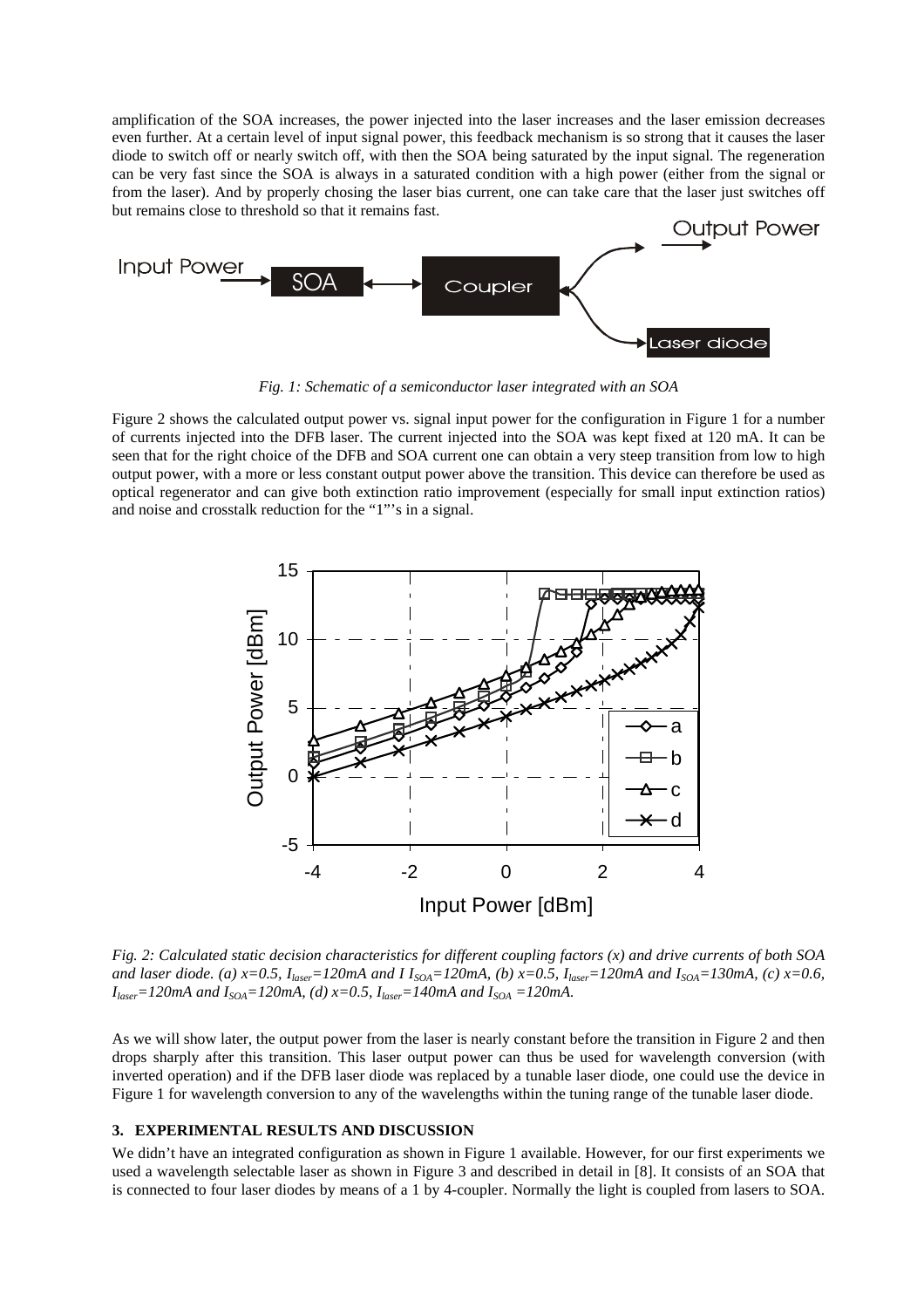amplification of the SOA increases, the power injected into the laser increases and the laser emission decreases even further. At a certain level of input signal power, this feedback mechanism is so strong that it causes the laser diode to switch off or nearly switch off, with then the SOA being saturated by the input signal. The regeneration can be very fast since the SOA is always in a saturated condition with a high power (either from the signal or from the laser). And by properly chosing the laser bias current, one can take care that the laser just switches off but remains close to threshold so that it remains fast.

*Fig. 1: Schematic of a semiconductor laser integrated with an SOA*

Figure 2 shows the calculated output power vs. signal input power for the configuration in Figure 1 for a number of currents injected into the DFB laser. The current injected into the SOA was kept fixed at 120 mA. It can be seen that for the right choice of the DFB and SOA current one can obtain a very steep transition from low to high output power, with a more or less constant output power above the transition. This device can therefore be used as optical regenerator and can give both extinction ratio improvement (especially for small input extinction ratios) and noise and crosstalk reduction for the "1"'s in a signal.

*Fig. 2: Calculated static decision characteristics for different coupling factors (x) and drive currents of both SOA and laser diode. (a) x=0.5, $I_{laser}$=120mA and I $I_{SOA}$=120mA, (b) x=0.5, $I_{laser}$=120mA and $I_{SOA}$=130mA, (c) x=0.6, $I_{laser}$=120mA and $I_{SOA}$=120mA, (d) x=0.5, $I_{laser}$=140mA and $I_{SOA}$ =120mA.*

As we will show later, the output power from the laser is nearly constant before the transition in Figure 2 and then drops sharply after this transition. This laser output power can thus be used for wavelength conversion (with inverted operation) and if the DFB laser diode was replaced by a tunable laser diode, one could use the device in Figure 1 for wavelength conversion to any of the wavelengths within the tuning range of the tunable laser diode.

## 3. EXPERIMENTAL RESULTS AND DISCUSSION

We didn't have an integrated configuration as shown in Figure 1 available. However, for our first experiments we used a wavelength selectable laser as shown in Figure 3 and described in detail in [8]. It consists of an SOA that is connected to four laser diodes by means of a 1 by 4-coupler. Normally the light is coupled from lasers to SOA.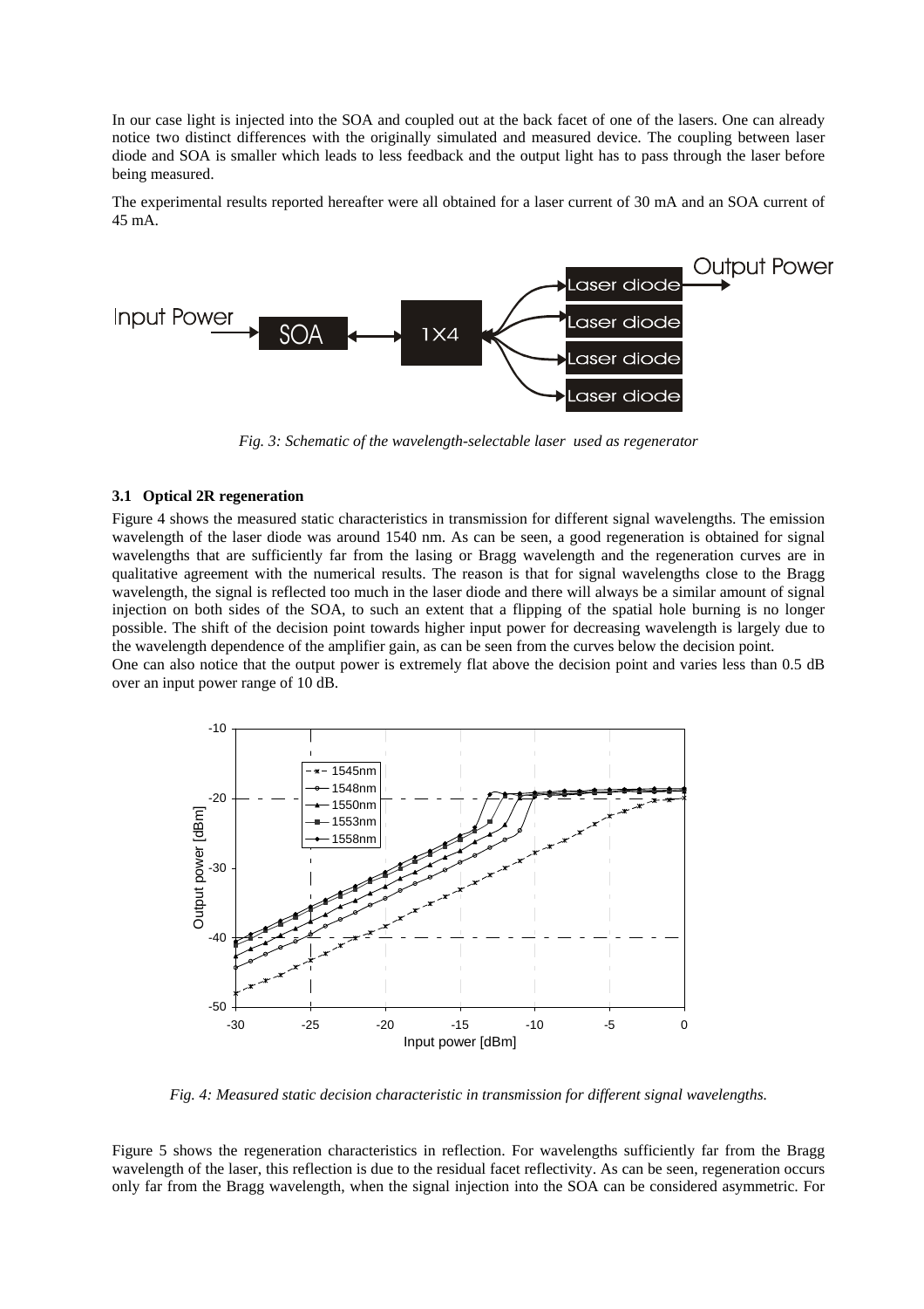In our case light is injected into the SOA and coupled out at the back facet of one of the lasers. One can already notice two distinct differences with the originally simulated and measured device. The coupling between laser diode and SOA is smaller which leads to less feedback and the output light has to pass through the laser before being measured.

The experimental results reported hereafter were all obtained for a laser current of 30 mA and an SOA current of 45 mA.

*Fig. 3: Schematic of the wavelength-selectable laser used as regenerator*

### 3.1 Optical 2R regeneration

Figure 4 shows the measured static characteristics in transmission for different signal wavelengths. The emission wavelength of the laser diode was around 1540 nm. As can be seen, a good regeneration is obtained for signal wavelengths that are sufficiently far from the lasing or Bragg wavelength and the regeneration curves are in qualitative agreement with the numerical results. The reason is that for signal wavelengths close to the Bragg wavelength, the signal is reflected too much in the laser diode and there will always be a similar amount of signal injection on both sides of the SOA, to such an extent that a flipping of the spatial hole burning is no longer possible. The shift of the decision point towards higher input power for decreasing wavelength is largely due to the wavelength dependence of the amplifier gain, as can be seen from the curves below the decision point.
One can also notice that the output power is extremely flat above the decision point and varies less than 0.5 dB over an input power range of 10 dB.

*Fig. 4: Measured static decision characteristic in transmission for different signal wavelengths.*

Figure 5 shows the regeneration characteristics in reflection. For wavelengths sufficiently far from the Bragg wavelength of the laser, this reflection is due to the residual facet reflectivity. As can be seen, regeneration occurs only far from the Bragg wavelength, when the signal injection into the SOA can be considered asymmetric. For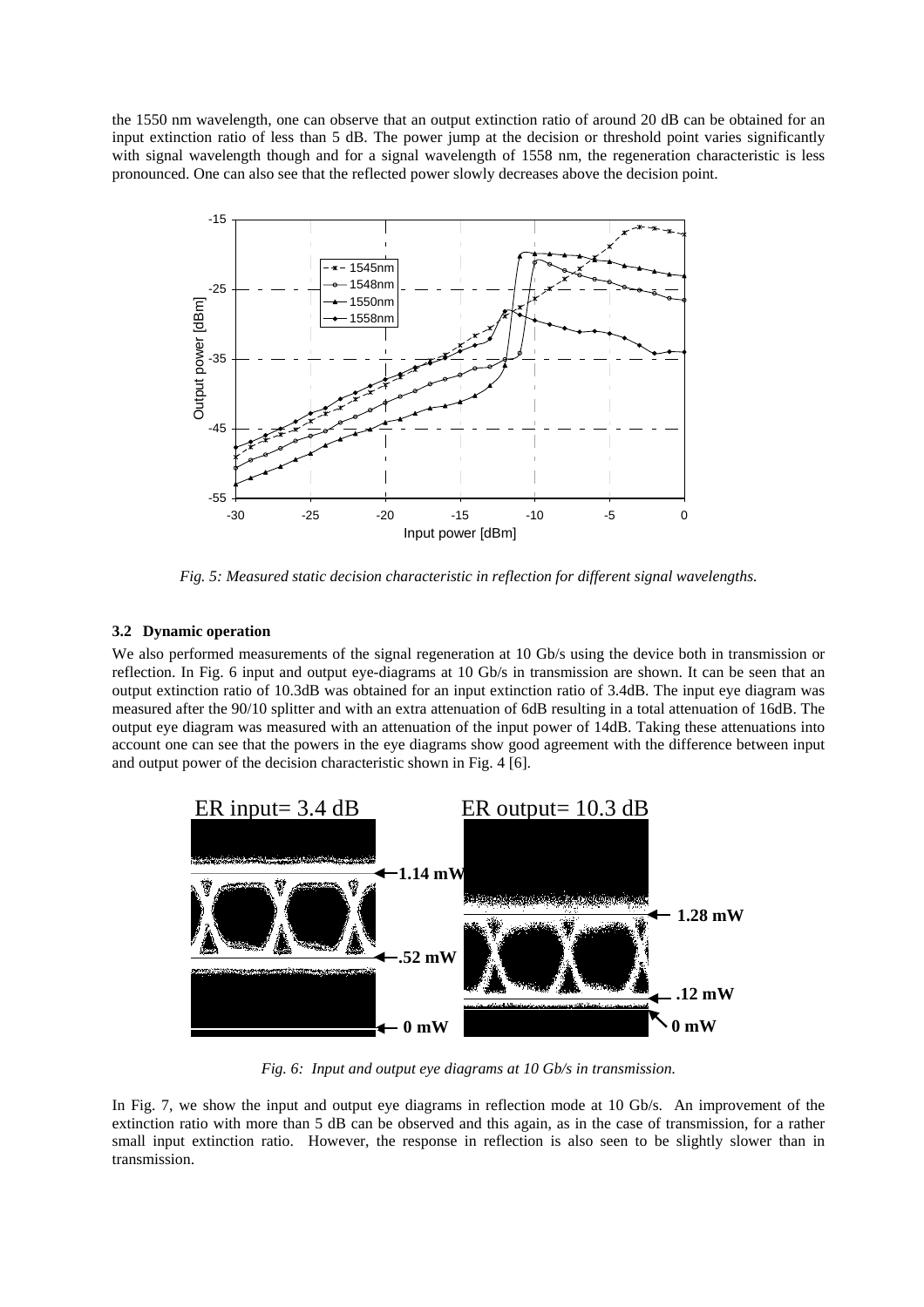the 1550 nm wavelength, one can observe that an output extinction ratio of around 20 dB can be obtained for an input extinction ratio of less than 5 dB. The power jump at the decision or threshold point varies significantly with signal wavelength though and for a signal wavelength of 1558 nm, the regeneration characteristic is less pronounced. One can also see that the reflected power slowly decreases above the decision point.

*Fig. 5: Measured static decision characteristic in reflection for different signal wavelengths.*

### 3.2 Dynamic operation

We also performed measurements of the signal regeneration at 10 Gb/s using the device both in transmission or reflection. In Fig. 6 input and output eye-diagrams at 10 Gb/s in transmission are shown. It can be seen that an output extinction ratio of 10.3dB was obtained for an input extinction ratio of 3.4dB. The input eye diagram was measured after the 90/10 splitter and with an extra attenuation of 6dB resulting in a total attenuation of 16dB. The output eye diagram was measured with an attenuation of the input power of 14dB. Taking these attenuations into account one can see that the powers in the eye diagrams show good agreement with the difference between input and output power of the decision characteristic shown in Fig. 4 [6].

*Fig. 6: Input and output eye diagrams at 10 Gb/s in transmission.*

In Fig. 7, we show the input and output eye diagrams in reflection mode at 10 Gb/s. An improvement of the extinction ratio with more than 5 dB can be observed and this again, as in the case of transmission, for a rather small input extinction ratio. However, the response in reflection is also seen to be slightly slower than in transmission.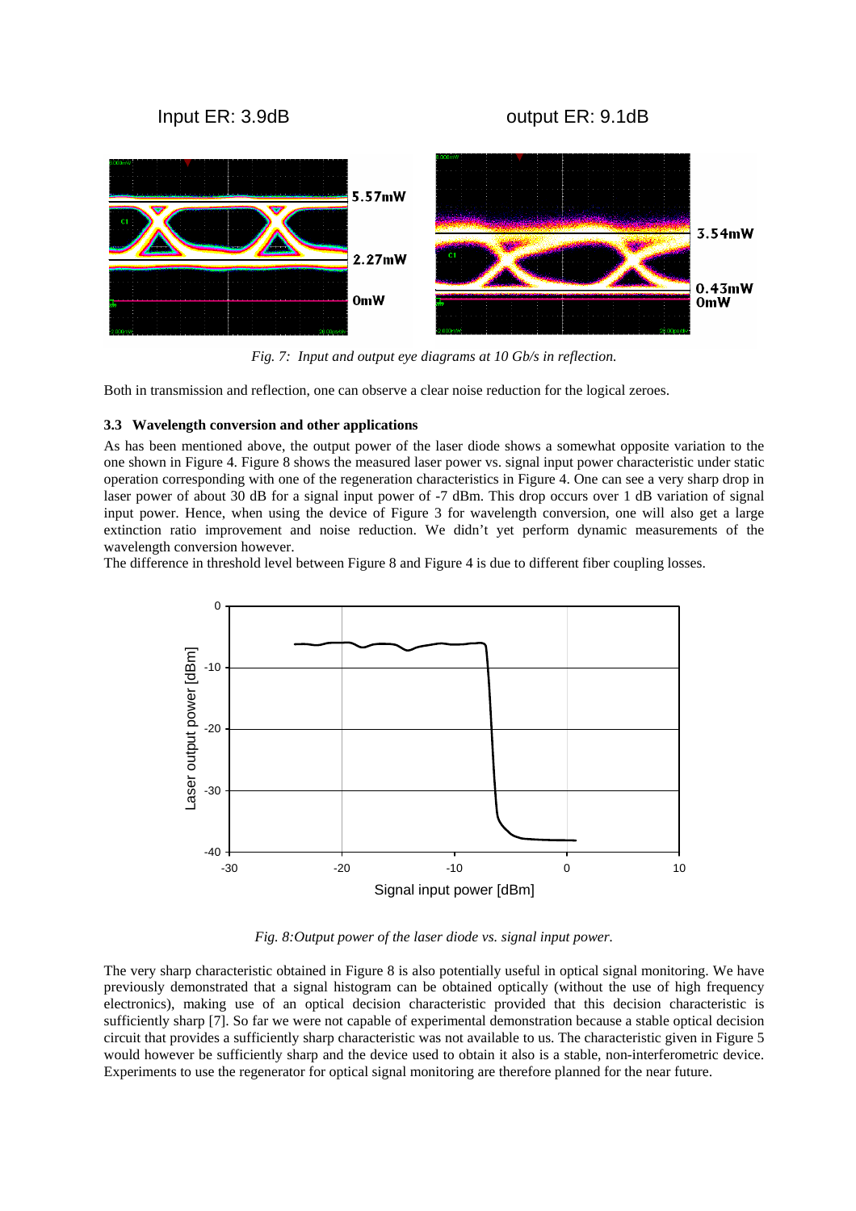Input ER: 3.9dB output ER: 9.1dB

*Fig. 7: Input and output eye diagrams at 10 Gb/s in reflection.*

Both in transmission and reflection, one can observe a clear noise reduction for the logical zeroes.

### 3.3 Wavelength conversion and other applications

As has been mentioned above, the output power of the laser diode shows a somewhat opposite variation to the one shown in Figure 4. Figure 8 shows the measured laser power vs. signal input power characteristic under static operation corresponding with one of the regeneration characteristics in Figure 4. One can see a very sharp drop in laser power of about 30 dB for a signal input power of -7 dBm. This drop occurs over 1 dB variation of signal input power. Hence, when using the device of Figure 3 for wavelength conversion, one will also get a large extinction ratio improvement and noise reduction. We didn't yet perform dynamic measurements of the wavelength conversion however.
The difference in threshold level between Figure 8 and Figure 4 is due to different fiber coupling losses.

*Fig. 8:Output power of the laser diode vs. signal input power.*

The very sharp characteristic obtained in Figure 8 is also potentially useful in optical signal monitoring. We have previously demonstrated that a signal histogram can be obtained optically (without the use of high frequency electronics), making use of an optical decision characteristic provided that this decision characteristic is sufficiently sharp [7]. So far we were not capable of experimental demonstration because a stable optical decision circuit that provides a sufficiently sharp characteristic was not available to us. The characteristic given in Figure 5 would however be sufficiently sharp and the device used to obtain it also is a stable, non-interferometric device. Experiments to use the regenerator for optical signal monitoring are therefore planned for the near future.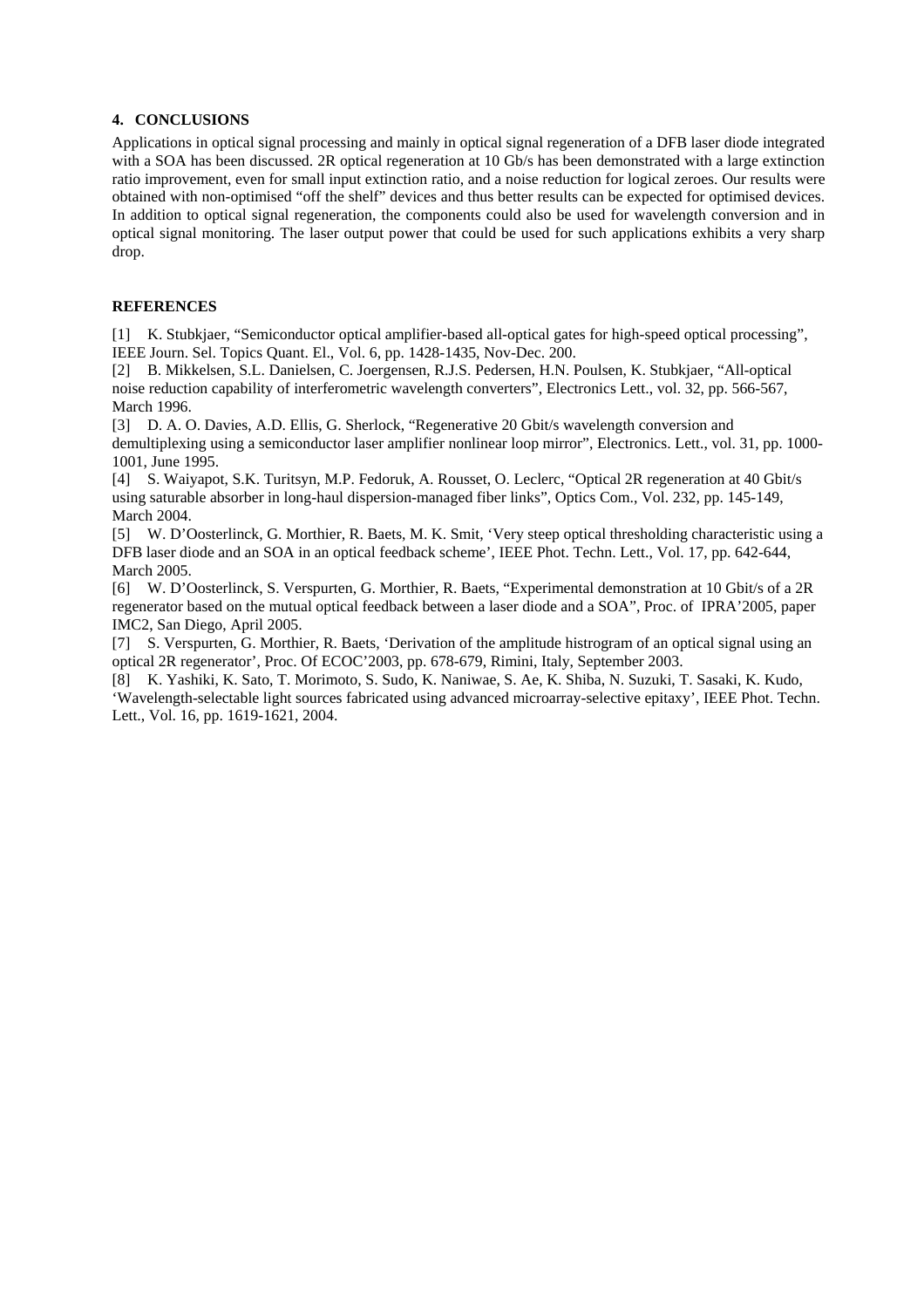## 4. CONCLUSIONS

Applications in optical signal processing and mainly in optical signal regeneration of a DFB laser diode integrated with a SOA has been discussed. 2R optical regeneration at 10 Gb/s has been demonstrated with a large extinction ratio improvement, even for small input extinction ratio, and a noise reduction for logical zeroes. Our results were obtained with non-optimised "off the shelf" devices and thus better results can be expected for optimised devices. In addition to optical signal regeneration, the components could also be used for wavelength conversion and in optical signal monitoring. The laser output power that could be used for such applications exhibits a very sharp drop.

## REFERENCES

[1] K. Stubkjaer, "Semiconductor optical amplifier-based all-optical gates for high-speed optical processing", IEEE Journ. Sel. Topics Quant. El., Vol. 6, pp. 1428-1435, Nov-Dec. 200.

[2] B. Mikkelsen, S.L. Danielsen, C. Joergensen, R.J.S. Pedersen, H.N. Poulsen, K. Stubkjaer, "All-optical noise reduction capability of interferometric wavelength converters", Electronics Lett., vol. 32, pp. 566-567, March 1996.

[3] D. A. O. Davies, A.D. Ellis, G. Sherlock, "Regenerative 20 Gbit/s wavelength conversion and demultiplexing using a semiconductor laser amplifier nonlinear loop mirror", Electronics. Lett., vol. 31, pp. 1000-1001, June 1995.

[4] S. Waiyapot, S.K. Turitsyn, M.P. Fedoruk, A. Rousset, O. Leclerc, "Optical 2R regeneration at 40 Gbit/s using saturable absorber in long-haul dispersion-managed fiber links", Optics Com., Vol. 232, pp. 145-149, March 2004.

[5] W. D'Oosterlinck, G. Morthier, R. Baets, M. K. Smit, 'Very steep optical thresholding characteristic using a DFB laser diode and an SOA in an optical feedback scheme', IEEE Phot. Techn. Lett., Vol. 17, pp. 642-644, March 2005.

[6] W. D'Oosterlinck, S. Verspurten, G. Morthier, R. Baets, "Experimental demonstration at 10 Gbit/s of a 2R regenerator based on the mutual optical feedback between a laser diode and a SOA", Proc. of IPRA'2005, paper IMC2, San Diego, April 2005.

[7] S. Verspurten, G. Morthier, R. Baets, 'Derivation of the amplitude histrogram of an optical signal using an optical 2R regenerator', Proc. Of ECOC'2003, pp. 678-679, Rimini, Italy, September 2003.

[8] K. Yashiki, K. Sato, T. Morimoto, S. Sudo, K. Naniwae, S. Ae, K. Shiba, N. Suzuki, T. Sasaki, K. Kudo, 'Wavelength-selectable light sources fabricated using advanced microarray-selective epitaxy', IEEE Phot. Techn. Lett., Vol. 16, pp. 1619-1621, 2004.